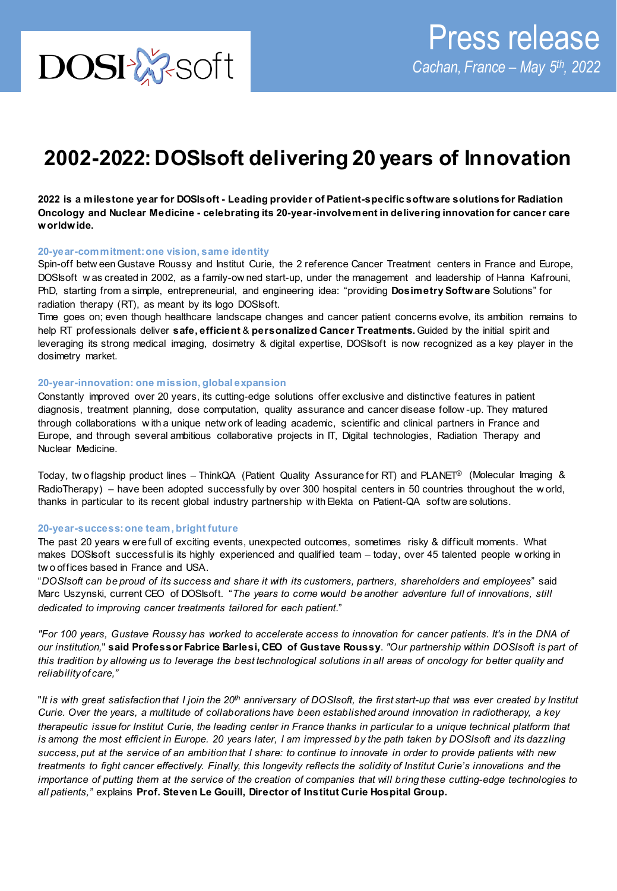DOSIsoft

# Press release

*Cachan, France – May 5th, 2022*

# 2002-2022: DOSIsoft delivering 20 years of Innovation

**2022 is a milestone year for DOSIsoft - Leading provider of Patient-specific software solutions for Radiation Oncology and Nuclear Medicine - celebrating its 20-year-involvement in delivering innovation for cancer care worldwide.**

### 20-year-commitment: one vision, same identity

Spin-off between Gustave Roussy and Institut Curie, the 2 reference Cancer Treatment centers in France and Europe, DOSIsoft was created in 2002, as a family-owned start-up, under the management and leadership of Hanna Kafrouni, PhD, starting from a simple, entrepreneurial, and engineering idea: "providing **Dosimetry Software** Solutions" for radiation therapy (RT), as meant by its logo DOSIsoft.

Time goes on; even though healthcare landscape changes and cancer patient concerns evolve, its ambition remains to help RT professionals deliver **safe, efficient** & **personalized Cancer Treatments.** Guided by the initial spirit and leveraging its strong medical imaging, dosimetry & digital expertise, DOSIsoft is now recognized as a key player in the dosimetry market.

### 20-year-innovation: one mission, global expansion

Constantly improved over 20 years, its cutting-edge solutions offer exclusive and distinctive features in patient diagnosis, treatment planning, dose computation, quality assurance and cancer disease follow-up. They matured through collaborations with a unique network of leading academic, scientific and clinical partners in France and Europe, and through several ambitious collaborative projects in IT, Digital technologies, Radiation Therapy and Nuclear Medicine.

Today, two flagship product lines – ThinkQA (Patient Quality Assurance for RT) and PLANET® (Molecular Imaging & RadioTherapy) – have been adopted successfully by over 300 hospital centers in 50 countries throughout the world, thanks in particular to its recent global industry partnership with Elekta on Patient-QA software solutions.

### 20-year-success: one team, bright future

The past 20 years were full of exciting events, unexpected outcomes, sometimes risky & difficult moments. What makes DOSIsoft successful is its highly experienced and qualified team – today, over 45 talented people working in two offices based in France and USA.

"*DOSIsoft can be proud of its success and share it with its customers, partners, shareholders and employees*" said Marc Uszynski, current CEO of DOSIsoft. "*The years to come would be another adventure full of innovations, still dedicated to improving cancer treatments tailored for each patient.*"

*"For 100 years, Gustave Roussy has worked to accelerate access to innovation for cancer patients. It's in the DNA of our institution,"* **said Professor Fabrice Barlesi, CEO of Gustave Roussy**. *"Our partnership within DOSIsoft is part of this tradition by allowing us to leverage the best technological solutions in all areas of oncology for better quality and reliability of care,"*

"*It is with great satisfaction that I join the 20th anniversary of DOSIsoft, the first start-up that was ever created by Institut Curie. Over the years, a multitude of collaborations have been established around innovation in radiotherapy, a key therapeutic issue for Institut Curie, the leading center in France thanks in particular to a unique technical platform that is among the most efficient in Europe. 20 years later, I am impressed by the path taken by DOSIsoft and its dazzling success, put at the service of an ambition that I share: to continue to innovate in order to provide patients with new treatments to fight cancer effectively. Finally, this longevity reflects the solidity of Institut Curie's innovations and the importance of putting them at the service of the creation of companies that will bring these cutting-edge technologies to all patients,"* explains **Prof. Steven Le Gouill, Director of Institut Curie Hospital Group.**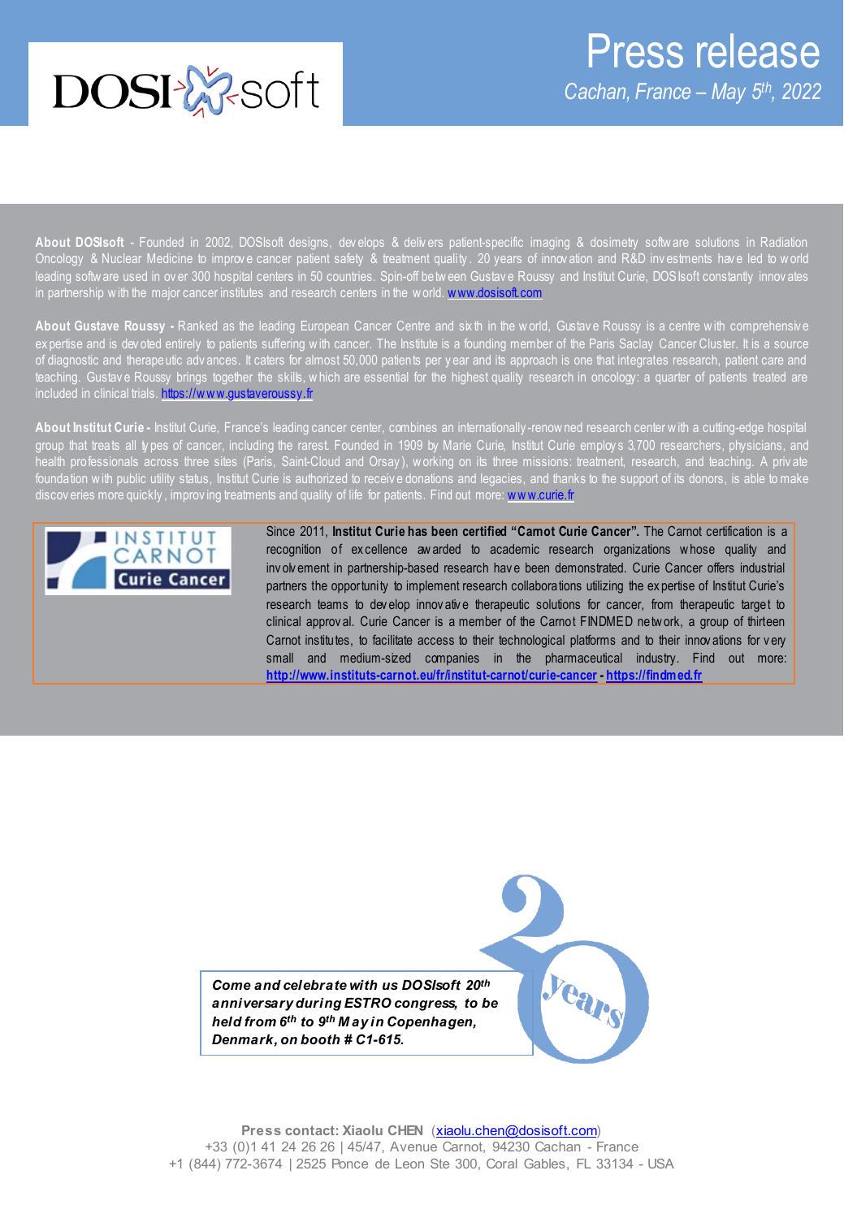**About DOSIsoft** - Founded in 2002, DOSIsoft designs, develops & delivers patient-specific imaging & dosimetry software solutions in Radiation Oncology & Nuclear Medicine to improve cancer patient safety & treatment quality. 20 years of innovation and R&D investments have led to world leading software used in over 300 hospital centers in 50 countries. Spin-off between Gustave Roussy and Institut Curie, DOSIsoft constantly innovates in partnership with the major cancer institutes and research centers in the world. [www.dosisoft.com](www.dosisoft.com)

**About Gustave Roussy** - Ranked as the leading European Cancer Centre and sixth in the world, Gustave Roussy is a centre with comprehensive expertise and is devoted entirely to patients suffering with cancer. The Institute is a founding member of the Paris Saclay Cancer Cluster. It is a source of diagnostic and therapeutic advances. It caters for almost 50,000 patients per year and its approach is one that integrates research, patient care and teaching. Gustave Roussy brings together the skills, which are essential for the highest quality research in oncology: a quarter of patients treated are included in clinical trials. [https://www.gustaveroussy.fr](https://www.gustaveroussy.fr)

**About Institut Curie** - Institut Curie, France's leading cancer center, combines an internationally-renowned research center with a cutting-edge hospital group that treats all types of cancer, including the rarest. Founded in 1909 by Marie Curie, Institut Curie employs 3,700 researchers, physicians, and health professionals across three sites (Paris, Saint-Cloud and Orsay), working on its three missions: treatment, research, and teaching. A private foundation with public utility status, Institut Curie is authorized to receive donations and legacies, and thanks to the support of its donors, is able to make discoveries more quickly, improving treatments and quality of life for patients. Find out more: [www.curie.fr](www.curie.fr)

INSTITUT CARNOT Curie Cancer

Since 2011, **Institut Curie has been certified "Carnot Curie Cancer".** The Carnot certification is a recognition of excellence awarded to academic research organizations whose quality and involvement in partnership-based research have been demonstrated. Curie Cancer offers industrial partners the opportunity to implement research collaborations utilizing the expertise of Institut Curie's research teams to develop innovative therapeutic solutions for cancer, from therapeutic target to clinical approval. Curie Cancer is a member of the Carnot FINDMED network, a group of thirteen Carnot institutes, to facilitate access to their technological platforms and to their innovations for very small and medium-sized companies in the pharmaceutical industry. Find out more: [**http://www.instituts-carnot.eu/fr/institut-carnot/curie-cancer**](http://www.instituts-carnot.eu/fr/institut-carnot/curie-cancer) **-** [**https://findmed.fr**](https://findmed.fr)

***Come and celebrate with us DOSIsoft 20th anniversary during ESTRO congress, to be held from 6th to 9th May in Copenhagen, Denmark, on booth # C1-615.***

20 years

**Press contact: Xiaolu CHEN** ([xiaolu.chen@dosisoft.com](mailto:xiaolu.chen@dosisoft.com))
+33 (0)1 41 24 26 26 | 45/47, Avenue Carnot, 94230 Cachan - France
+1 (844) 772-3674 | 2525 Ponce de Leon Ste 300, Coral Gables, FL 33134 - USA